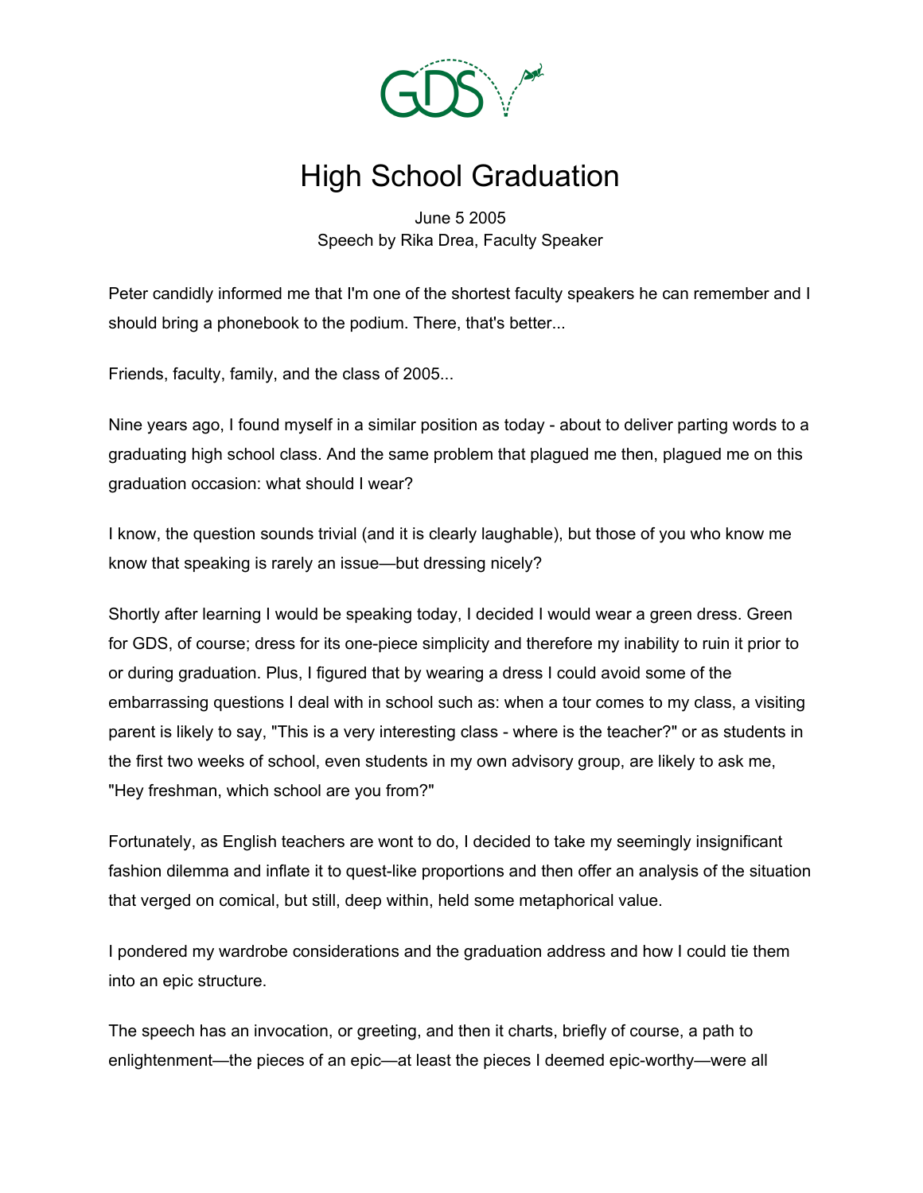# High School Graduation

June 5 2005
Speech by Rika Drea, Faculty Speaker

Peter candidly informed me that I'm one of the shortest faculty speakers he can remember and I should bring a phonebook to the podium. There, that's better...

Friends, faculty, family, and the class of 2005...

Nine years ago, I found myself in a similar position as today - about to deliver parting words to a graduating high school class. And the same problem that plagued me then, plagued me on this graduation occasion: what should I wear?

I know, the question sounds trivial (and it is clearly laughable), but those of you who know me know that speaking is rarely an issue—but dressing nicely?

Shortly after learning I would be speaking today, I decided I would wear a green dress. Green for GDS, of course; dress for its one-piece simplicity and therefore my inability to ruin it prior to or during graduation. Plus, I figured that by wearing a dress I could avoid some of the embarrassing questions I deal with in school such as: when a tour comes to my class, a visiting parent is likely to say, "This is a very interesting class - where is the teacher?" or as students in the first two weeks of school, even students in my own advisory group, are likely to ask me, "Hey freshman, which school are you from?"

Fortunately, as English teachers are wont to do, I decided to take my seemingly insignificant fashion dilemma and inflate it to quest-like proportions and then offer an analysis of the situation that verged on comical, but still, deep within, held some metaphorical value.

I pondered my wardrobe considerations and the graduation address and how I could tie them into an epic structure.

The speech has an invocation, or greeting, and then it charts, briefly of course, a path to enlightenment—the pieces of an epic—at least the pieces I deemed epic-worthy—were all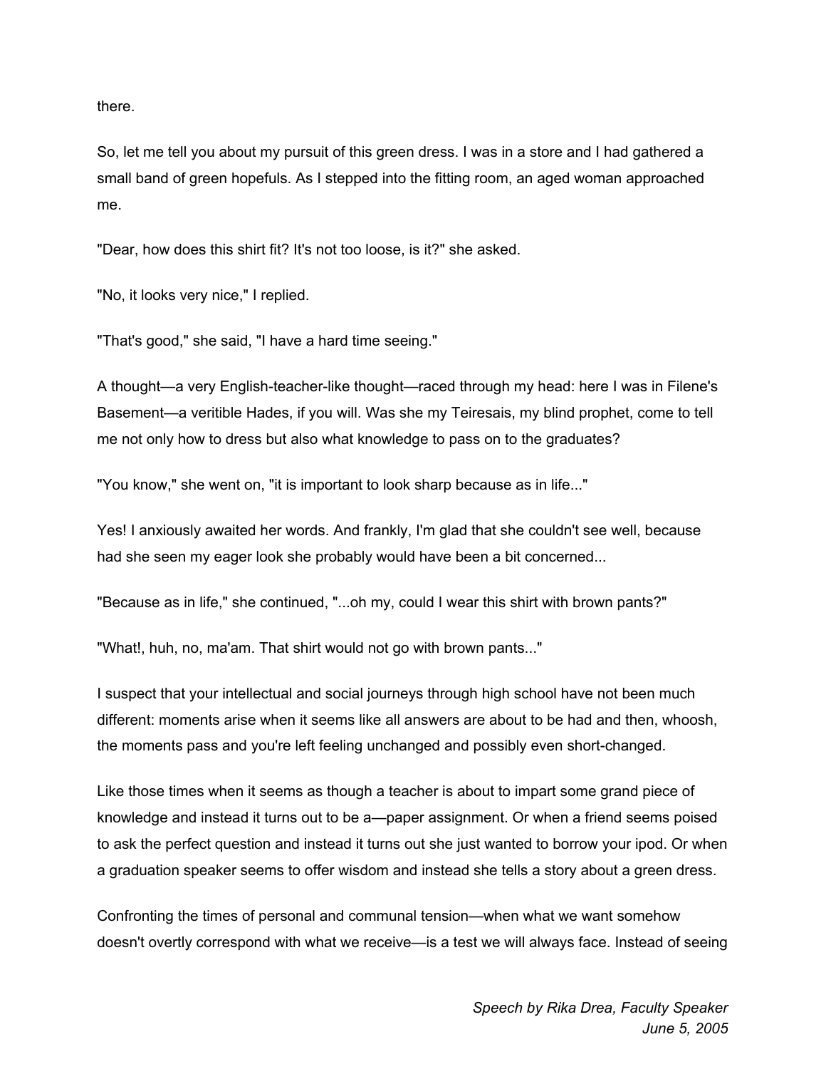there.

So, let me tell you about my pursuit of this green dress. I was in a store and I had gathered a small band of green hopefuls. As I stepped into the fitting room, an aged woman approached me.

"Dear, how does this shirt fit? It's not too loose, is it?" she asked.

"No, it looks very nice," I replied.

"That's good," she said, "I have a hard time seeing."

A thought—a very English-teacher-like thought—raced through my head: here I was in Filene's Basement—a veritible Hades, if you will. Was she my Teiresais, my blind prophet, come to tell me not only how to dress but also what knowledge to pass on to the graduates?

"You know," she went on, "it is important to look sharp because as in life..."

Yes! I anxiously awaited her words. And frankly, I'm glad that she couldn't see well, because had she seen my eager look she probably would have been a bit concerned...

"Because as in life," she continued, "...oh my, could I wear this shirt with brown pants?"

"What!, huh, no, ma'am. That shirt would not go with brown pants..."

I suspect that your intellectual and social journeys through high school have not been much different: moments arise when it seems like all answers are about to be had and then, whoosh, the moments pass and you're left feeling unchanged and possibly even short-changed.

Like those times when it seems as though a teacher is about to impart some grand piece of knowledge and instead it turns out to be a—paper assignment. Or when a friend seems poised to ask the perfect question and instead it turns out she just wanted to borrow your ipod. Or when a graduation speaker seems to offer wisdom and instead she tells a story about a green dress.

Confronting the times of personal and communal tension—when what we want somehow doesn't overtly correspond with what we receive—is a test we will always face. Instead of seeing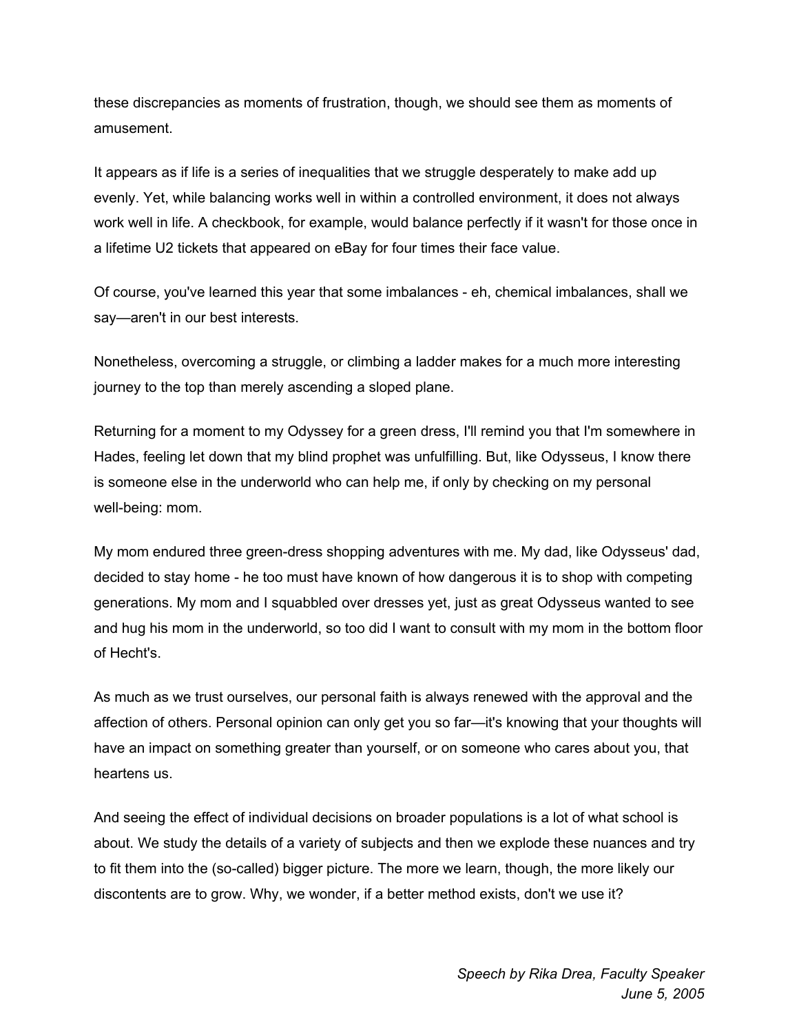these discrepancies as moments of frustration, though, we should see them as moments of amusement.

It appears as if life is a series of inequalities that we struggle desperately to make add up evenly. Yet, while balancing works well in within a controlled environment, it does not always work well in life. A checkbook, for example, would balance perfectly if it wasn't for those once in a lifetime U2 tickets that appeared on eBay for four times their face value.

Of course, you've learned this year that some imbalances - eh, chemical imbalances, shall we say—aren't in our best interests.

Nonetheless, overcoming a struggle, or climbing a ladder makes for a much more interesting journey to the top than merely ascending a sloped plane.

Returning for a moment to my Odyssey for a green dress, I'll remind you that I'm somewhere in Hades, feeling let down that my blind prophet was unfulfilling. But, like Odysseus, I know there is someone else in the underworld who can help me, if only by checking on my personal well-being: mom.

My mom endured three green-dress shopping adventures with me. My dad, like Odysseus' dad, decided to stay home - he too must have known of how dangerous it is to shop with competing generations. My mom and I squabbled over dresses yet, just as great Odysseus wanted to see and hug his mom in the underworld, so too did I want to consult with my mom in the bottom floor of Hecht's.

As much as we trust ourselves, our personal faith is always renewed with the approval and the affection of others. Personal opinion can only get you so far—it's knowing that your thoughts will have an impact on something greater than yourself, or on someone who cares about you, that heartens us.

And seeing the effect of individual decisions on broader populations is a lot of what school is about. We study the details of a variety of subjects and then we explode these nuances and try to fit them into the (so-called) bigger picture. The more we learn, though, the more likely our discontents are to grow. Why, we wonder, if a better method exists, don't we use it?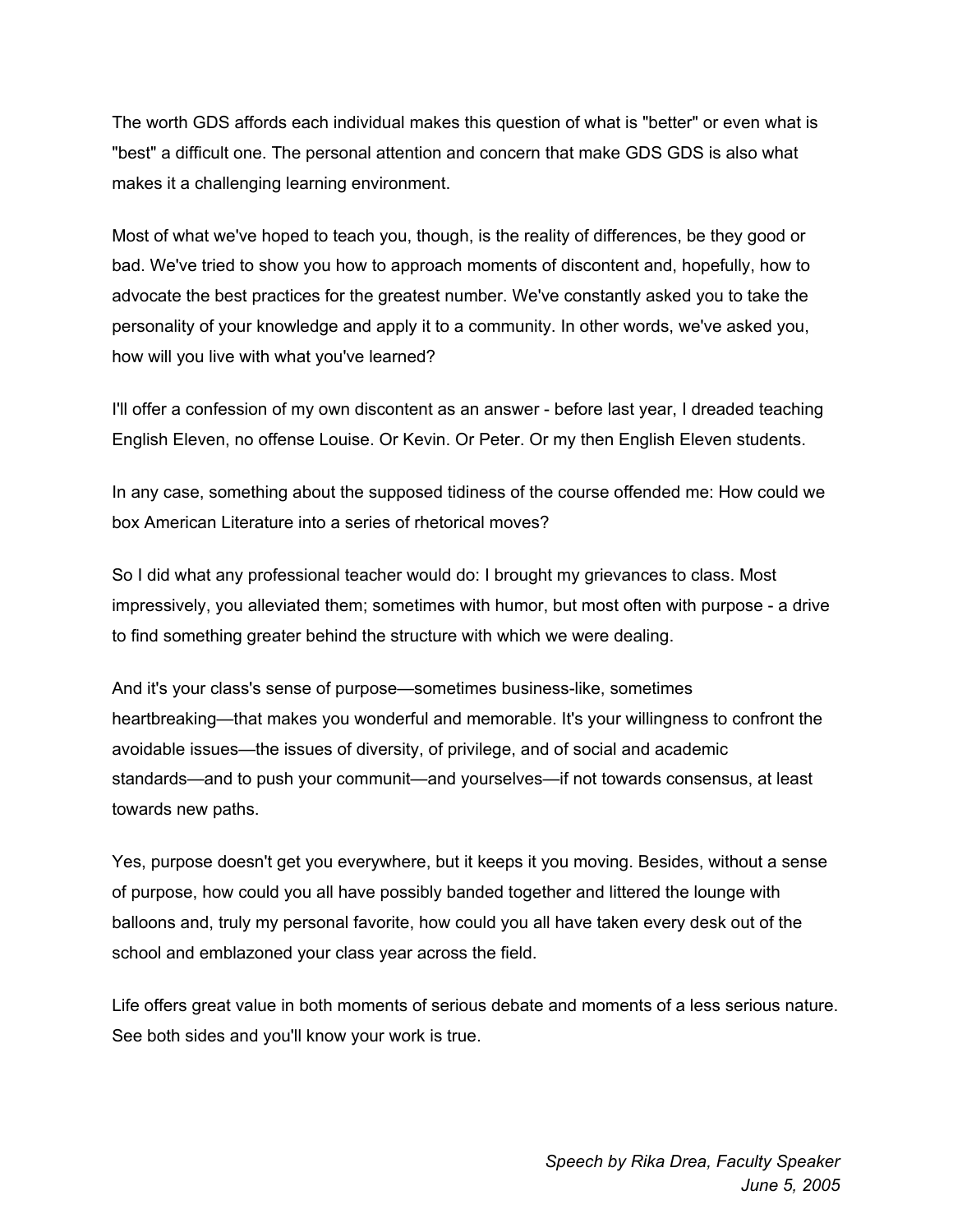The worth GDS affords each individual makes this question of what is "better" or even what is "best" a difficult one. The personal attention and concern that make GDS GDS is also what makes it a challenging learning environment.

Most of what we've hoped to teach you, though, is the reality of differences, be they good or bad. We've tried to show you how to approach moments of discontent and, hopefully, how to advocate the best practices for the greatest number. We've constantly asked you to take the personality of your knowledge and apply it to a community. In other words, we've asked you, how will you live with what you've learned?

I'll offer a confession of my own discontent as an answer - before last year, I dreaded teaching English Eleven, no offense Louise. Or Kevin. Or Peter. Or my then English Eleven students.

In any case, something about the supposed tidiness of the course offended me: How could we box American Literature into a series of rhetorical moves?

So I did what any professional teacher would do: I brought my grievances to class. Most impressively, you alleviated them; sometimes with humor, but most often with purpose - a drive to find something greater behind the structure with which we were dealing.

And it's your class's sense of purpose—sometimes business-like, sometimes heartbreaking—that makes you wonderful and memorable. It's your willingness to confront the avoidable issues—the issues of diversity, of privilege, and of social and academic standards—and to push your communit—and yourselves—if not towards consensus, at least towards new paths.

Yes, purpose doesn't get you everywhere, but it keeps it you moving. Besides, without a sense of purpose, how could you all have possibly banded together and littered the lounge with balloons and, truly my personal favorite, how could you all have taken every desk out of the school and emblazoned your class year across the field.

Life offers great value in both moments of serious debate and moments of a less serious nature. See both sides and you'll know your work is true.

*Speech by Rika Drea, Faculty Speaker*
*June 5, 2005*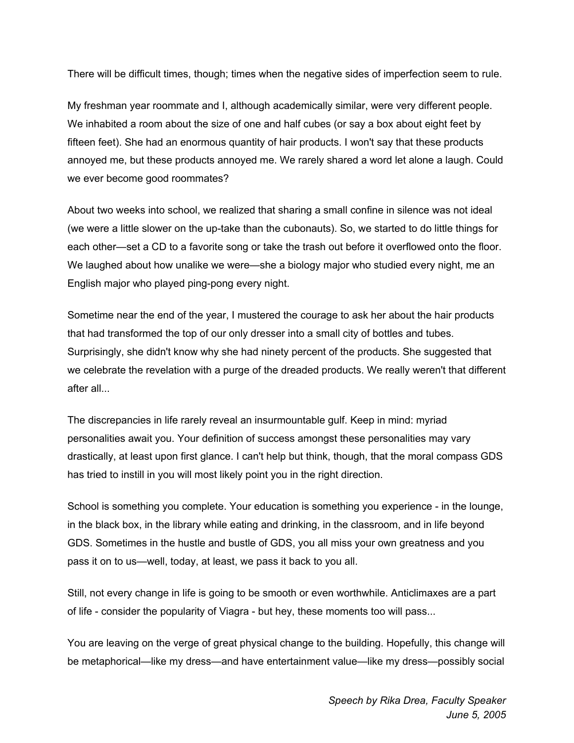There will be difficult times, though; times when the negative sides of imperfection seem to rule.

My freshman year roommate and I, although academically similar, were very different people. We inhabited a room about the size of one and half cubes (or say a box about eight feet by fifteen feet). She had an enormous quantity of hair products. I won't say that these products annoyed me, but these products annoyed me. We rarely shared a word let alone a laugh. Could we ever become good roommates?

About two weeks into school, we realized that sharing a small confine in silence was not ideal (we were a little slower on the up-take than the cubonauts). So, we started to do little things for each other—set a CD to a favorite song or take the trash out before it overflowed onto the floor. We laughed about how unalike we were—she a biology major who studied every night, me an English major who played ping-pong every night.

Sometime near the end of the year, I mustered the courage to ask her about the hair products that had transformed the top of our only dresser into a small city of bottles and tubes. Surprisingly, she didn't know why she had ninety percent of the products. She suggested that we celebrate the revelation with a purge of the dreaded products. We really weren't that different after all...

The discrepancies in life rarely reveal an insurmountable gulf. Keep in mind: myriad personalities await you. Your definition of success amongst these personalities may vary drastically, at least upon first glance. I can't help but think, though, that the moral compass GDS has tried to instill in you will most likely point you in the right direction.

School is something you complete. Your education is something you experience - in the lounge, in the black box, in the library while eating and drinking, in the classroom, and in life beyond GDS. Sometimes in the hustle and bustle of GDS, you all miss your own greatness and you pass it on to us—well, today, at least, we pass it back to you all.

Still, not every change in life is going to be smooth or even worthwhile. Anticlimaxes are a part of life - consider the popularity of Viagra - but hey, these moments too will pass...

You are leaving on the verge of great physical change to the building. Hopefully, this change will be metaphorical—like my dress—and have entertainment value—like my dress—possibly social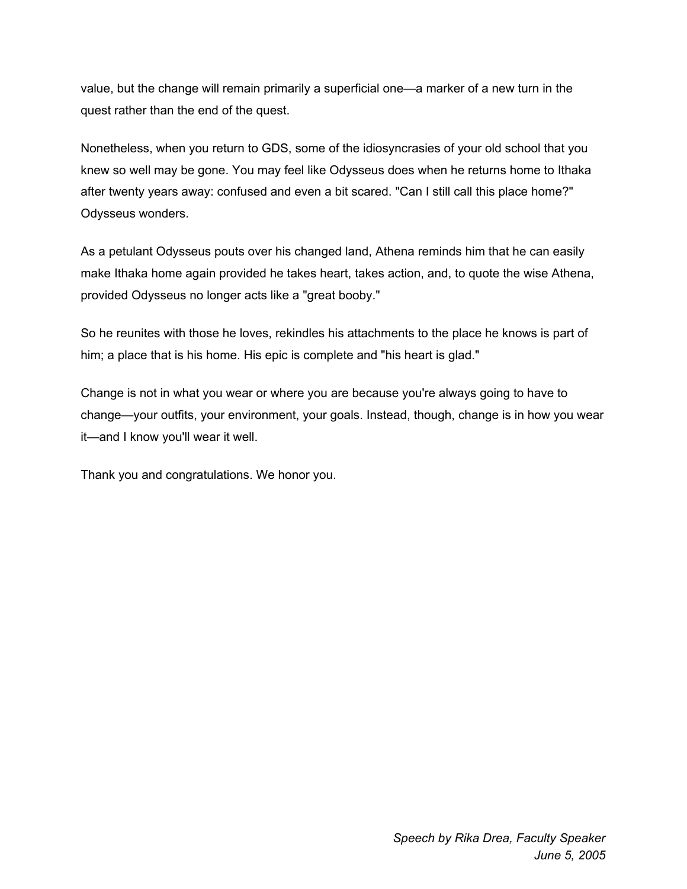value, but the change will remain primarily a superficial one—a marker of a new turn in the quest rather than the end of the quest.

Nonetheless, when you return to GDS, some of the idiosyncrasies of your old school that you knew so well may be gone. You may feel like Odysseus does when he returns home to Ithaka after twenty years away: confused and even a bit scared. "Can I still call this place home?" Odysseus wonders.

As a petulant Odysseus pouts over his changed land, Athena reminds him that he can easily make Ithaka home again provided he takes heart, takes action, and, to quote the wise Athena, provided Odysseus no longer acts like a "great booby."

So he reunites with those he loves, rekindles his attachments to the place he knows is part of him; a place that is his home. His epic is complete and "his heart is glad."

Change is not in what you wear or where you are because you're always going to have to change—your outfits, your environment, your goals. Instead, though, change is in how you wear it—and I know you'll wear it well.

Thank you and congratulations. We honor you.

*Speech by Rika Drea, Faculty Speaker*
*June 5, 2005*